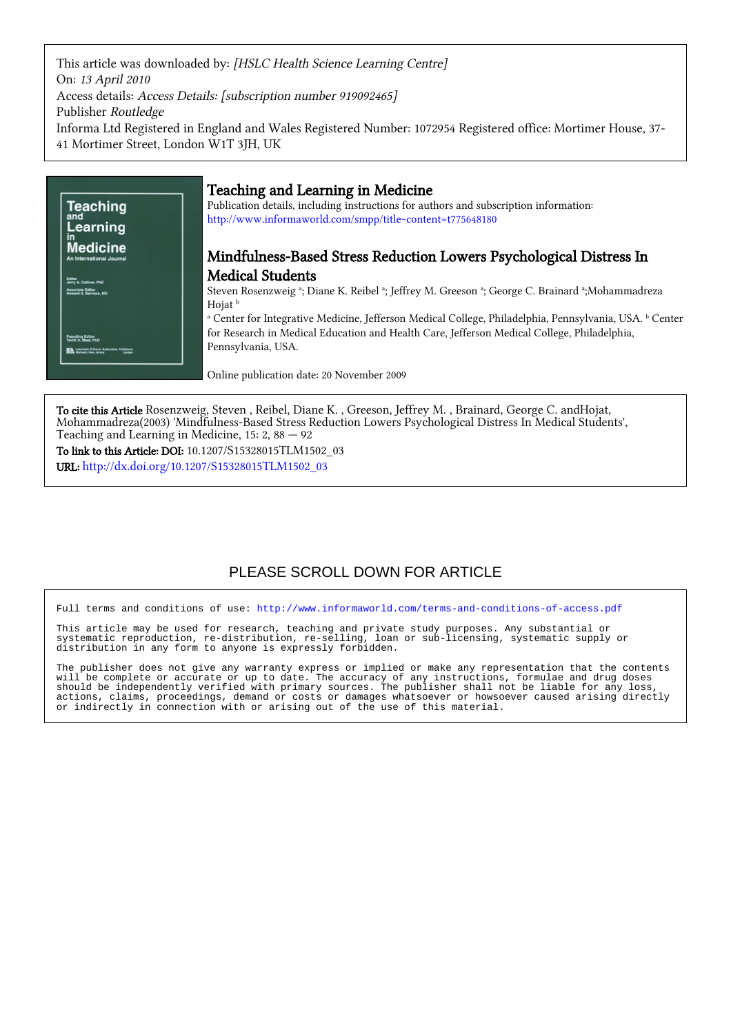This article was downloaded by: *[HSLC Health Science Learning Centre]*
On: *13 April 2010*
Access details: *Access Details: [subscription number 919092465]*
Publisher *Routledge*
Informa Ltd Registered in England and Wales Registered Number: 1072954 Registered office: Mortimer House, 37-41 Mortimer Street, London W1T 3JH, UK

# Teaching and Learning in Medicine

Publication details, including instructions for authors and subscription information:
http://www.informaworld.com/smpp/title~content=t775648180

## Mindfulness-Based Stress Reduction Lowers Psychological Distress In Medical Students

Steven Rosenzweig [a]; Diane K. Reibel [a]; Jeffrey M. Greeson [a]; George C. Brainard [a];Mohammadreza Hojat [b]

[a] Center for Integrative Medicine, Jefferson Medical College, Philadelphia, Pennsylvania, USA. [b] Center for Research in Medical Education and Health Care, Jefferson Medical College, Philadelphia, Pennsylvania, USA.

Online publication date: 20 November 2009

**To cite this Article** Rosenzweig, Steven , Reibel, Diane K. , Greeson, Jeffrey M. , Brainard, George C. andHojat, Mohammadreza(2003) 'Mindfulness-Based Stress Reduction Lowers Psychological Distress In Medical Students', Teaching and Learning in Medicine, 15: 2, 88 — 92

**To link to this Article: DOI:** 10.1207/S15328015TLM1502_03

**URL:** http://dx.doi.org/10.1207/S15328015TLM1502_03

PLEASE SCROLL DOWN FOR ARTICLE

Full terms and conditions of use: http://www.informaworld.com/terms-and-conditions-of-access.pdf

This article may be used for research, teaching and private study purposes. Any substantial or systematic reproduction, re-distribution, re-selling, loan or sub-licensing, systematic supply or distribution in any form to anyone is expressly forbidden.

The publisher does not give any warranty express or implied or make any representation that the contents will be complete or accurate or up to date. The accuracy of any instructions, formulae and drug doses should be independently verified with primary sources. The publisher shall not be liable for any loss, actions, claims, proceedings, demand or costs or damages whatsoever or howsoever caused arising directly or indirectly in connection with or arising out of the use of this material.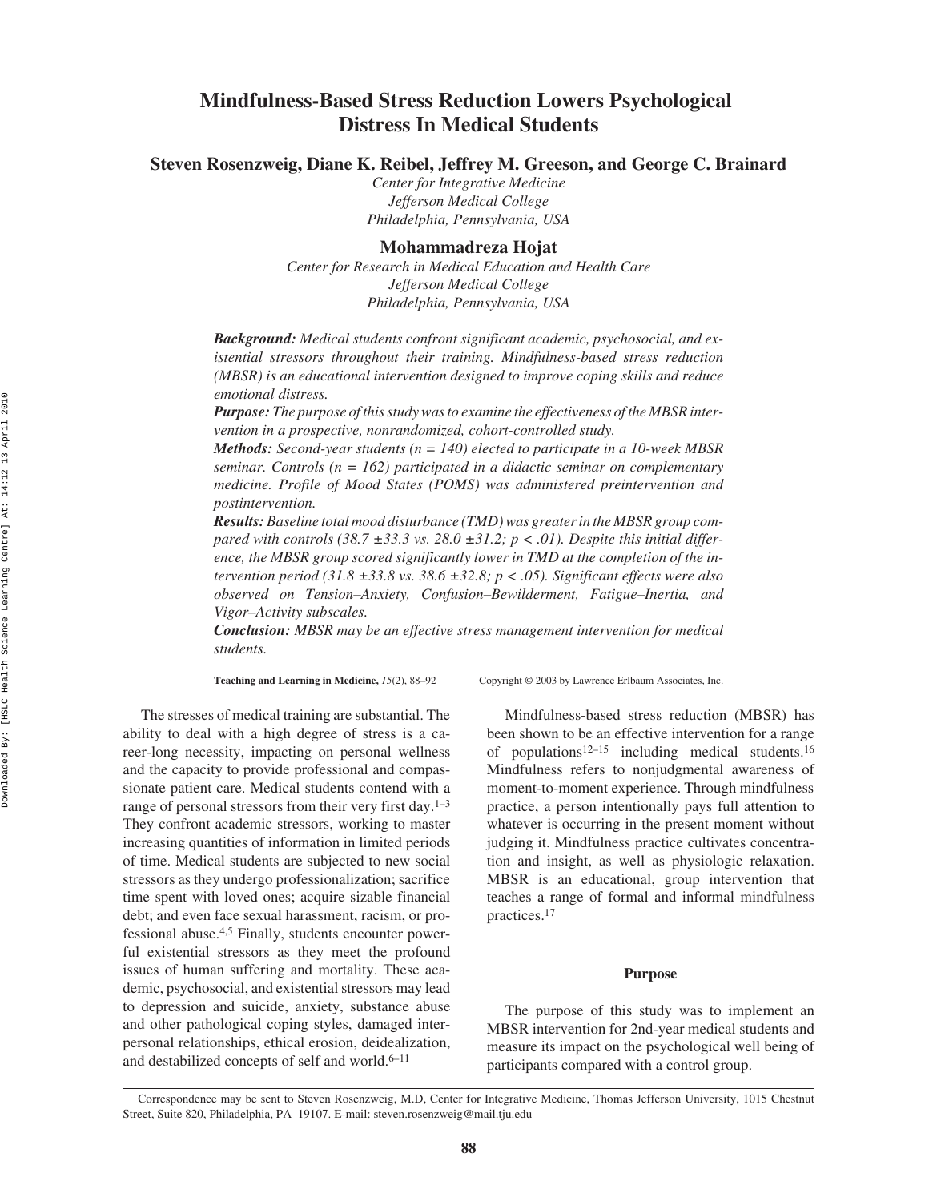# Mindfulness-Based Stress Reduction Lowers Psychological Distress In Medical Students

**Steven Rosenzweig, Diane K. Reibel, Jeffrey M. Greeson, and George C. Brainard**

*Center for Integrative Medicine*
*Jefferson Medical College*
*Philadelphia, Pennsylvania, USA*

**Mohammadreza Hojat**

*Center for Research in Medical Education and Health Care*
*Jefferson Medical College*
*Philadelphia, Pennsylvania, USA*

***Background:*** *Medical students confront significant academic, psychosocial, and existential stressors throughout their training. Mindfulness-based stress reduction (MBSR) is an educational intervention designed to improve coping skills and reduce emotional distress.*

***Purpose:*** *The purpose of this study was to examine the effectiveness of the MBSR intervention in a prospective, nonrandomized, cohort-controlled study.*

***Methods:*** *Second-year students (n = 140) elected to participate in a 10-week MBSR seminar. Controls (n = 162) participated in a didactic seminar on complementary medicine. Profile of Mood States (POMS) was administered preintervention and postintervention.*

***Results:*** *Baseline total mood disturbance (TMD) was greater in the MBSR group compared with controls (38.7 ±33.3 vs. 28.0 ±31.2; $p < .01$). Despite this initial difference, the MBSR group scored significantly lower in TMD at the completion of the intervention period (31.8 ±33.8 vs. 38.6 ±32.8; $p < .05$). Significant effects were also observed on Tension–Anxiety, Confusion–Bewilderment, Fatigue–Inertia, and Vigor–Activity subscales.*

***Conclusion:*** *MBSR may be an effective stress management intervention for medical students.*

**Teaching and Learning in Medicine,** *15*(2), 88–92 Copyright © 2003 by Lawrence Erlbaum Associates, Inc.

The stresses of medical training are substantial. The ability to deal with a high degree of stress is a career-long necessity, impacting on personal wellness and the capacity to provide professional and compassionate patient care. Medical students contend with a range of personal stressors from their very first day.[1–3] They confront academic stressors, working to master increasing quantities of information in limited periods of time. Medical students are subjected to new social stressors as they undergo professionalization; sacrifice time spent with loved ones; acquire sizable financial debt; and even face sexual harassment, racism, or professional abuse.[4,5] Finally, students encounter powerful existential stressors as they meet the profound issues of human suffering and mortality. These academic, psychosocial, and existential stressors may lead to depression and suicide, anxiety, substance abuse and other pathological coping styles, damaged interpersonal relationships, ethical erosion, deidealization, and destabilized concepts of self and world.[6–11]

Mindfulness-based stress reduction (MBSR) has been shown to be an effective intervention for a range of populations[12–15] including medical students.[16] Mindfulness refers to nonjudgmental awareness of moment-to-moment experience. Through mindfulness practice, a person intentionally pays full attention to whatever is occurring in the present moment without judging it. Mindfulness practice cultivates concentration and insight, as well as physiologic relaxation. MBSR is an educational, group intervention that teaches a range of formal and informal mindfulness practices.[17]

## Purpose

The purpose of this study was to implement an MBSR intervention for 2nd-year medical students and measure its impact on the psychological well being of participants compared with a control group.

Correspondence may be sent to Steven Rosenzweig, M.D, Center for Integrative Medicine, Thomas Jefferson University, 1015 Chestnut Street, Suite 820, Philadelphia, PA 19107. E-mail: steven.rosenzweig@mail.tju.edu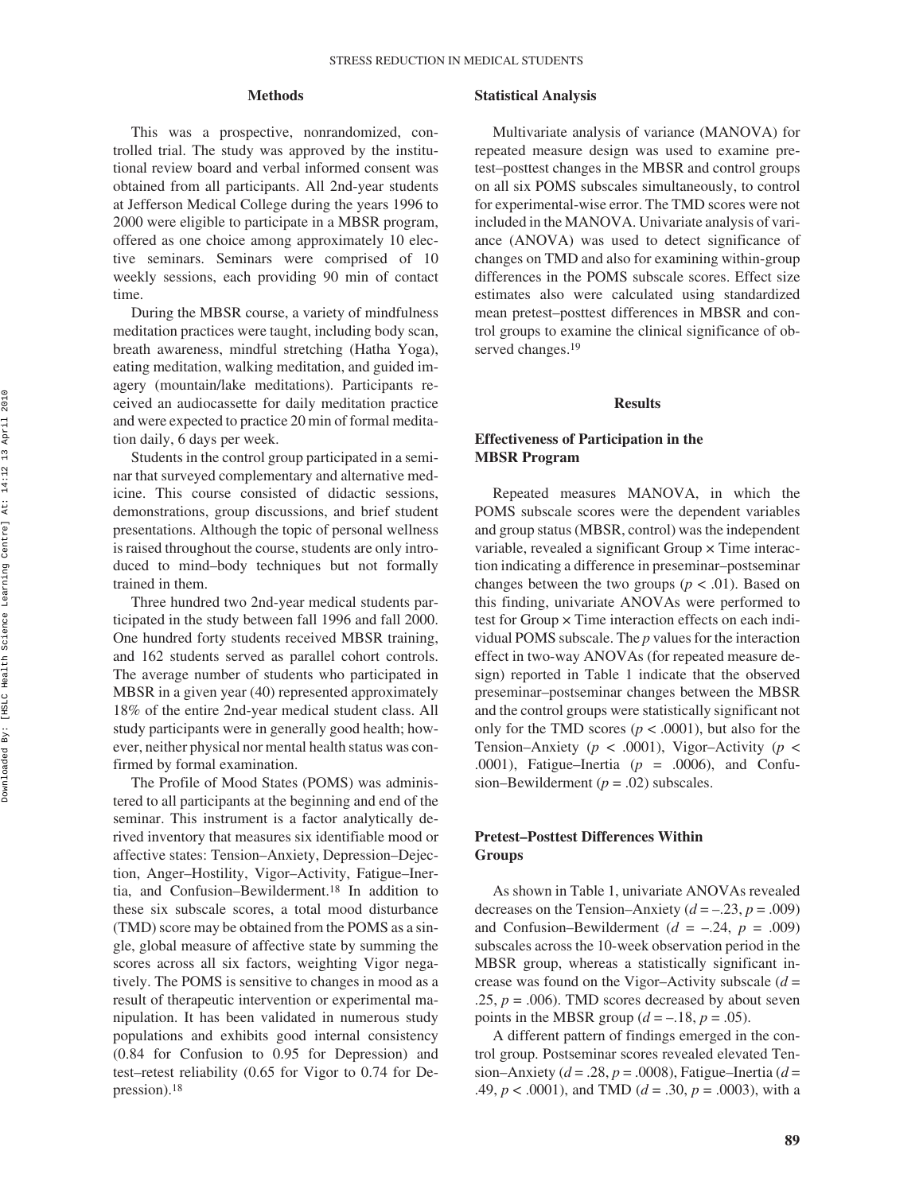## Methods

This was a prospective, nonrandomized, controlled trial. The study was approved by the institutional review board and verbal informed consent was obtained from all participants. All 2nd-year students at Jefferson Medical College during the years 1996 to 2000 were eligible to participate in a MBSR program, offered as one choice among approximately 10 elective seminars. Seminars were comprised of 10 weekly sessions, each providing 90 min of contact time.

During the MBSR course, a variety of mindfulness meditation practices were taught, including body scan, breath awareness, mindful stretching (Hatha Yoga), eating meditation, walking meditation, and guided imagery (mountain/lake meditations). Participants received an audiocassette for daily meditation practice and were expected to practice 20 min of formal meditation daily, 6 days per week.

Students in the control group participated in a seminar that surveyed complementary and alternative medicine. This course consisted of didactic sessions, demonstrations, group discussions, and brief student presentations. Although the topic of personal wellness is raised throughout the course, students are only introduced to mind–body techniques but not formally trained in them.

Three hundred two 2nd-year medical students participated in the study between fall 1996 and fall 2000. One hundred forty students received MBSR training, and 162 students served as parallel cohort controls. The average number of students who participated in MBSR in a given year (40) represented approximately 18% of the entire 2nd-year medical student class. All study participants were in generally good health; however, neither physical nor mental health status was confirmed by formal examination.

The Profile of Mood States (POMS) was administered to all participants at the beginning and end of the seminar. This instrument is a factor analytically derived inventory that measures six identifiable mood or affective states: Tension–Anxiety, Depression–Dejection, Anger–Hostility, Vigor–Activity, Fatigue–Inertia, and Confusion–Bewilderment.[18] In addition to these six subscale scores, a total mood disturbance (TMD) score may be obtained from the POMS as a single, global measure of affective state by summing the scores across all six factors, weighting Vigor negatively. The POMS is sensitive to changes in mood as a result of therapeutic intervention or experimental manipulation. It has been validated in numerous study populations and exhibits good internal consistency (0.84 for Confusion to 0.95 for Depression) and test–retest reliability (0.65 for Vigor to 0.74 for Depression).[18]

### Statistical Analysis

Multivariate analysis of variance (MANOVA) for repeated measure design was used to examine pretest–posttest changes in the MBSR and control groups on all six POMS subscales simultaneously, to control for experimental-wise error. The TMD scores were not included in the MANOVA. Univariate analysis of variance (ANOVA) was used to detect significance of changes on TMD and also for examining within-group differences in the POMS subscale scores. Effect size estimates also were calculated using standardized mean pretest–posttest differences in MBSR and control groups to examine the clinical significance of observed changes.[19]

## Results

### Effectiveness of Participation in the MBSR Program

Repeated measures MANOVA, in which the POMS subscale scores were the dependent variables and group status (MBSR, control) was the independent variable, revealed a significant Group × Time interaction indicating a difference in preseminar–postseminar changes between the two groups ($p < .01$). Based on this finding, univariate ANOVAs were performed to test for Group × Time interaction effects on each individual POMS subscale. The $p$ values for the interaction effect in two-way ANOVAs (for repeated measure design) reported in Table 1 indicate that the observed preseminar–postseminar changes between the MBSR and the control groups were statistically significant not only for the TMD scores ($p < .0001$), but also for the Tension–Anxiety ($p < .0001$), Vigor–Activity ($p < .0001$), Fatigue–Inertia ($p = .0006$), and Confusion–Bewilderment ($p = .02$) subscales.

### Pretest–Posttest Differences Within Groups

As shown in Table 1, univariate ANOVAs revealed decreases on the Tension–Anxiety ($d = -.23$, $p = .009$) and Confusion–Bewilderment ($d = -.24$, $p = .009$) subscales across the 10-week observation period in the MBSR group, whereas a statistically significant increase was found on the Vigor–Activity subscale ($d = .25$, $p = .006$). TMD scores decreased by about seven points in the MBSR group ($d = -.18$, $p = .05$).

A different pattern of findings emerged in the control group. Postseminar scores revealed elevated Tension–Anxiety ($d = .28$, $p = .0008$), Fatigue–Inertia ($d = .49$, $p < .0001$), and TMD ($d = .30$, $p = .0003$), with a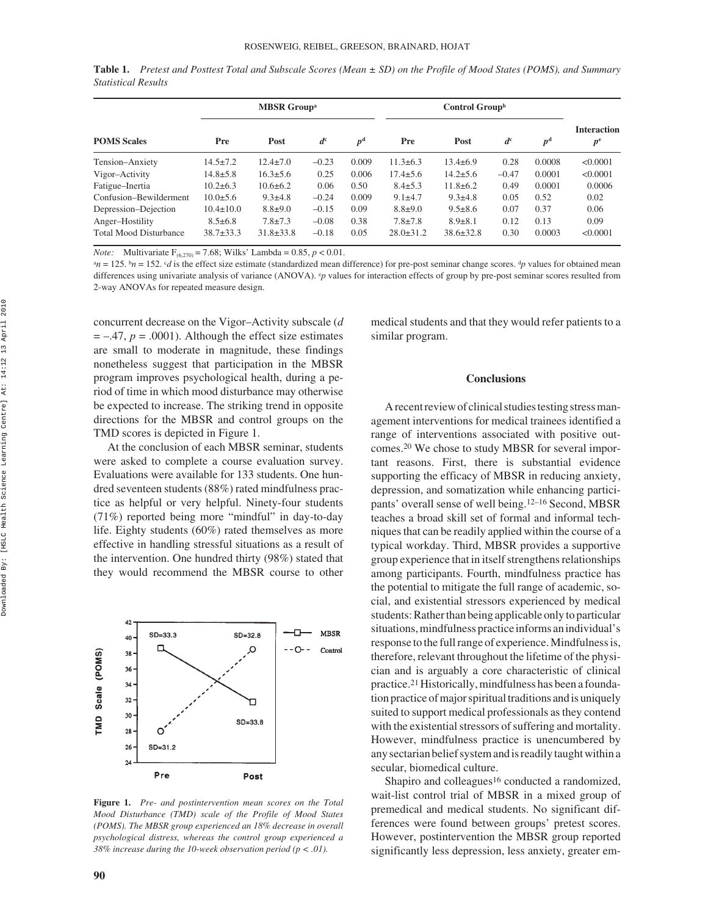**Table 1.** *Pretest and Posttest Total and Subscale Scores (Mean ± SD) on the Profile of Mood States (POMS), and Summary Statistical Results*

| POMS Scales | MBSR Group[a] | | | | Control Group[b] | | | | Interaction |
|---|---|---|---|---|---|---|---|---|---|
| | Pre | Post | $d^c$ | $p^d$ | Pre | Post | $d^c$ | $p^d$ | $p^e$ |
| Tension–Anxiety | 14.5±7.2 | 12.4±7.0 | –0.23 | 0.009 | 11.3±6.3 | 13.4±6.9 | 0.28 | 0.0008 | <0.0001 |
| Vigor–Activity | 14.8±5.8 | 16.3±5.6 | 0.25 | 0.006 | 17.4±5.6 | 14.2±5.6 | –0.47 | 0.0001 | <0.0001 |
| Fatigue–Inertia | 10.2±6.3 | 10.6±6.2 | 0.06 | 0.50 | 8.4±5.3 | 11.8±6.2 | 0.49 | 0.0001 | 0.0006 |
| Confusion–Bewilderment | 10.0±5.6 | 9.3±4.8 | –0.24 | 0.009 | 9.1±4.7 | 9.3±4.8 | 0.05 | 0.52 | 0.02 |
| Depression–Dejection | 10.4±10.0 | 8.8±9.0 | –0.15 | 0.09 | 8.8±9.0 | 9.5±8.6 | 0.07 | 0.37 | 0.06 |
| Anger–Hostility | 8.5±6.8 | 7.8±7.3 | –0.08 | 0.38 | 7.8±7.8 | 8.9±8.1 | 0.12 | 0.13 | 0.09 |
| Total Mood Disturbance | 38.7±33.3 | 31.8±33.8 | –0.18 | 0.05 | 28.0±31.2 | 38.6±32.8 | 0.30 | 0.0003 | <0.0001 |

*Note:* Multivariate $F_{(6,270)} = 7.68$; Wilks' Lambda = 0.85, $p < 0.01$.

[a]$n = 125$. [b]$n = 152$. [c]$d$ is the effect size estimate (standardized mean difference) for pre-post seminar change scores. [d]$p$ values for obtained mean differences using univariate analysis of variance (ANOVA). [e]$p$ values for interaction effects of group by pre-post seminar scores resulted from 2-way ANOVAs for repeated measure design.

concurrent decrease on the Vigor–Activity subscale ($d = -.47$, $p = .0001$). Although the effect size estimates are small to moderate in magnitude, these findings nonetheless suggest that participation in the MBSR program improves psychological health, during a period of time in which mood disturbance may otherwise be expected to increase. The striking trend in opposite directions for the MBSR and control groups on the TMD scores is depicted in Figure 1.

At the conclusion of each MBSR seminar, students were asked to complete a course evaluation survey. Evaluations were available for 133 students. One hundred seventeen students (88%) rated mindfulness practice as helpful or very helpful. Ninety-four students (71%) reported being more "mindful" in day-to-day life. Eighty students (60%) rated themselves as more effective in handling stressful situations as a result of the intervention. One hundred thirty (98%) stated that they would recommend the MBSR course to other medical students and that they would refer patients to a similar program.

**Figure 1.** *Pre- and postintervention mean scores on the Total Mood Disturbance (TMD) scale of the Profile of Mood States (POMS). The MBSR group experienced an 18% decrease in overall psychological distress, whereas the control group experienced a 38% increase during the 10-week observation period (p < .01).*

## Conclusions

A recent review of clinical studies testing stress management interventions for medical trainees identified a range of interventions associated with positive outcomes.[20] We chose to study MBSR for several important reasons. First, there is substantial evidence supporting the efficacy of MBSR in reducing anxiety, depression, and somatization while enhancing participants' overall sense of well being.[12–16] Second, MBSR teaches a broad skill set of formal and informal techniques that can be readily applied within the course of a typical workday. Third, MBSR provides a supportive group experience that in itself strengthens relationships among participants. Fourth, mindfulness practice has the potential to mitigate the full range of academic, social, and existential stressors experienced by medical students: Rather than being applicable only to particular situations, mindfulness practice informs an individual's response to the full range of experience. Mindfulness is, therefore, relevant throughout the lifetime of the physician and is arguably a core characteristic of clinical practice.[21] Historically, mindfulness has been a foundation practice of major spiritual traditions and is uniquely suited to support medical professionals as they contend with the existential stressors of suffering and mortality. However, mindfulness practice is unencumbered by any sectarian belief system and is readily taught within a secular, biomedical culture.

Shapiro and colleagues[16] conducted a randomized, wait-list control trial of MBSR in a mixed group of premedical and medical students. No significant differences were found between groups' pretest scores. However, postintervention the MBSR group reported significantly less depression, less anxiety, greater em-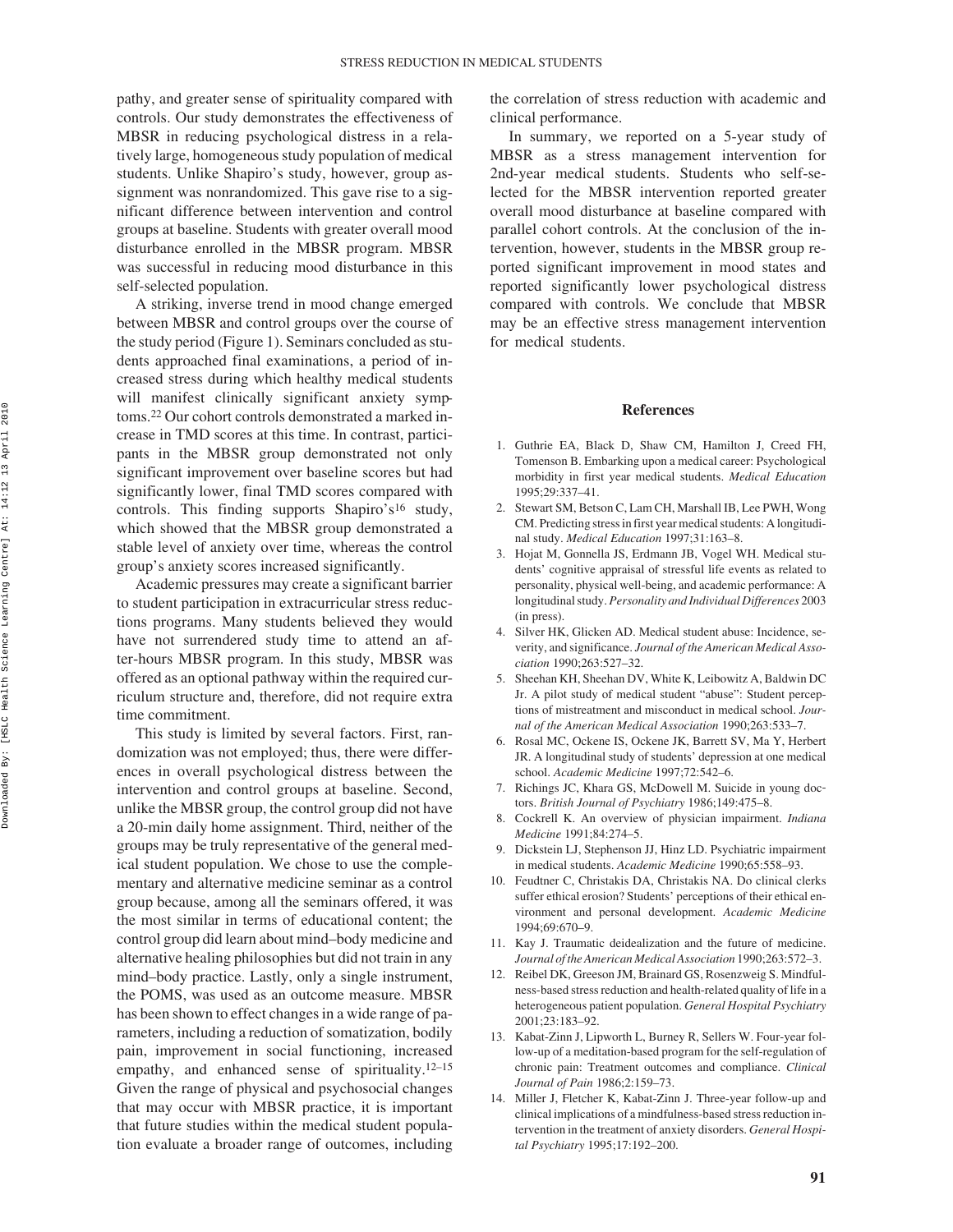pathy, and greater sense of spirituality compared with controls. Our study demonstrates the effectiveness of MBSR in reducing psychological distress in a relatively large, homogeneous study population of medical students. Unlike Shapiro's study, however, group assignment was nonrandomized. This gave rise to a significant difference between intervention and control groups at baseline. Students with greater overall mood disturbance enrolled in the MBSR program. MBSR was successful in reducing mood disturbance in this self-selected population.

A striking, inverse trend in mood change emerged between MBSR and control groups over the course of the study period (Figure 1). Seminars concluded as students approached final examinations, a period of increased stress during which healthy medical students will manifest clinically significant anxiety symptoms.[22] Our cohort controls demonstrated a marked increase in TMD scores at this time. In contrast, participants in the MBSR group demonstrated not only significant improvement over baseline scores but had significantly lower, final TMD scores compared with controls. This finding supports Shapiro's[16] study, which showed that the MBSR group demonstrated a stable level of anxiety over time, whereas the control group's anxiety scores increased significantly.

Academic pressures may create a significant barrier to student participation in extracurricular stress reductions programs. Many students believed they would have not surrendered study time to attend an after-hours MBSR program. In this study, MBSR was offered as an optional pathway within the required curriculum structure and, therefore, did not require extra time commitment.

This study is limited by several factors. First, randomization was not employed; thus, there were differences in overall psychological distress between the intervention and control groups at baseline. Second, unlike the MBSR group, the control group did not have a 20-min daily home assignment. Third, neither of the groups may be truly representative of the general medical student population. We chose to use the complementary and alternative medicine seminar as a control group because, among all the seminars offered, it was the most similar in terms of educational content; the control group did learn about mind–body medicine and alternative healing philosophies but did not train in any mind–body practice. Lastly, only a single instrument, the POMS, was used as an outcome measure. MBSR has been shown to effect changes in a wide range of parameters, including a reduction of somatization, bodily pain, improvement in social functioning, increased empathy, and enhanced sense of spirituality.[12–15] Given the range of physical and psychosocial changes that may occur with MBSR practice, it is important that future studies within the medical student population evaluate a broader range of outcomes, including the correlation of stress reduction with academic and clinical performance.

In summary, we reported on a 5-year study of MBSR as a stress management intervention for 2nd-year medical students. Students who self-selected for the MBSR intervention reported greater overall mood disturbance at baseline compared with parallel cohort controls. At the conclusion of the intervention, however, students in the MBSR group reported significant improvement in mood states and reported significantly lower psychological distress compared with controls. We conclude that MBSR may be an effective stress management intervention for medical students.

## References

1. Guthrie EA, Black D, Shaw CM, Hamilton J, Creed FH, Tomenson B. Embarking upon a medical career: Psychological morbidity in first year medical students. *Medical Education* 1995;29:337–41.
2. Stewart SM, Betson C, Lam CH, Marshall IB, Lee PWH, Wong CM. Predicting stress in first year medical students: A longitudinal study. *Medical Education* 1997;31:163–8.
3. Hojat M, Gonnella JS, Erdmann JB, Vogel WH. Medical students' cognitive appraisal of stressful life events as related to personality, physical well-being, and academic performance: A longitudinal study. *Personality and Individual Differences* 2003 (in press).
4. Silver HK, Glicken AD. Medical student abuse: Incidence, severity, and significance. *Journal of the American Medical Association* 1990;263:527–32.
5. Sheehan KH, Sheehan DV, White K, Leibowitz A, Baldwin DC Jr. A pilot study of medical student "abuse": Student perceptions of mistreatment and misconduct in medical school. *Journal of the American Medical Association* 1990;263:533–7.
6. Rosal MC, Ockene IS, Ockene JK, Barrett SV, Ma Y, Herbert JR. A longitudinal study of students' depression at one medical school. *Academic Medicine* 1997;72:542–6.
7. Richings JC, Khara GS, McDowell M. Suicide in young doctors. *British Journal of Psychiatry* 1986;149:475–8.
8. Cockrell K. An overview of physician impairment. *Indiana Medicine* 1991;84:274–5.
9. Dickstein LJ, Stephenson JJ, Hinz LD. Psychiatric impairment in medical students. *Academic Medicine* 1990;65:558–93.
10. Feudtner C, Christakis DA, Christakis NA. Do clinical clerks suffer ethical erosion? Students' perceptions of their ethical environment and personal development. *Academic Medicine* 1994;69:670–9.
11. Kay J. Traumatic deidealization and the future of medicine. *Journal of the American Medical Association* 1990;263:572–3.
12. Reibel DK, Greeson JM, Brainard GS, Rosenzweig S. Mindfulness-based stress reduction and health-related quality of life in a heterogeneous patient population. *General Hospital Psychiatry* 2001;23:183–92.
13. Kabat-Zinn J, Lipworth L, Burney R, Sellers W. Four-year follow-up of a meditation-based program for the self-regulation of chronic pain: Treatment outcomes and compliance. *Clinical Journal of Pain* 1986;2:159–73.
14. Miller J, Fletcher K, Kabat-Zinn J. Three-year follow-up and clinical implications of a mindfulness-based stress reduction intervention in the treatment of anxiety disorders. *General Hospital Psychiatry* 1995;17:192–200.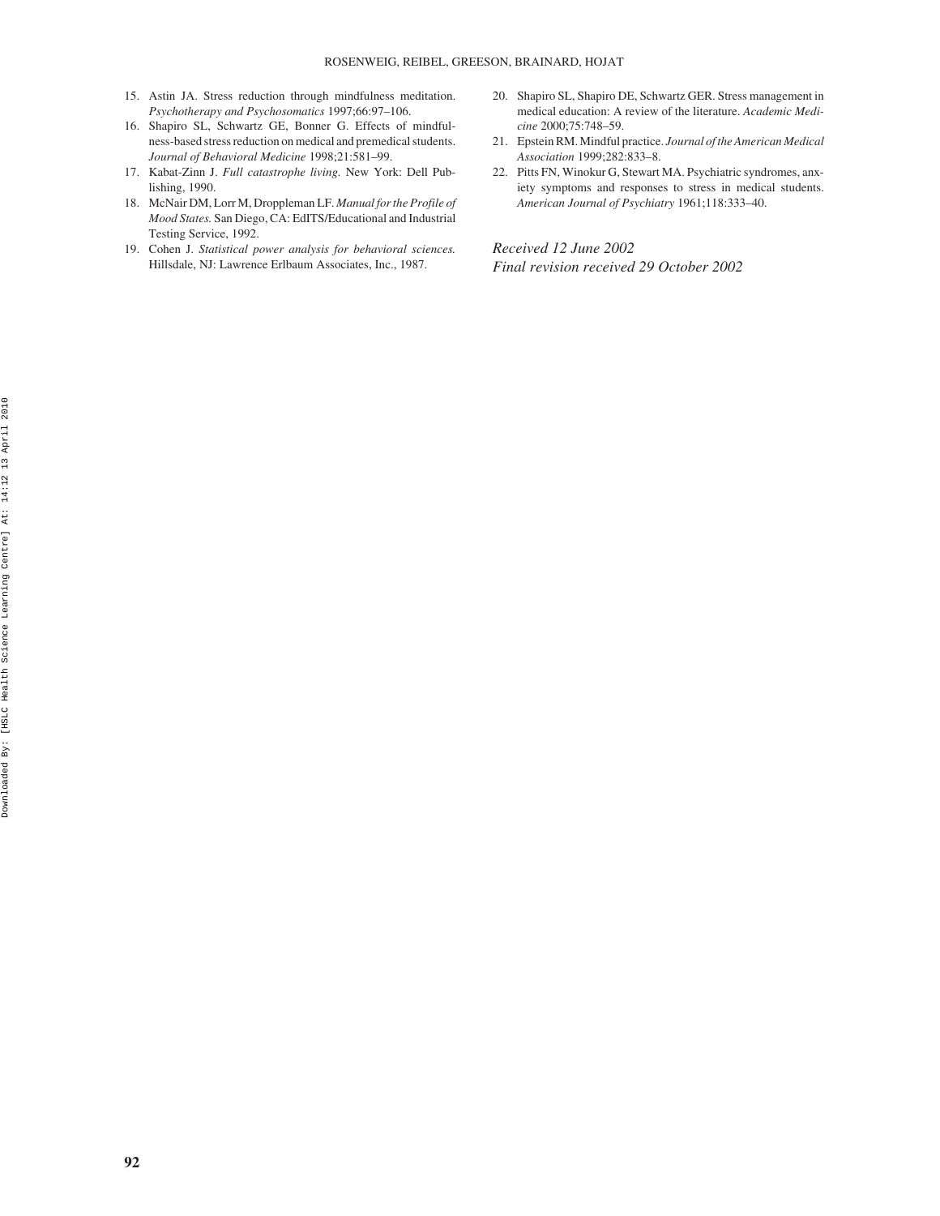15. Astin JA. Stress reduction through mindfulness meditation. *Psychotherapy and Psychosomatics* 1997;66:97–106.
16. Shapiro SL, Schwartz GE, Bonner G. Effects of mindfulness-based stress reduction on medical and premedical students. *Journal of Behavioral Medicine* 1998;21:581–99.
17. Kabat-Zinn J. *Full catastrophe living*. New York: Dell Publishing, 1990.
18. McNair DM, Lorr M, Droppleman LF. *Manual for the Profile of Mood States.* San Diego, CA: EdITS/Educational and Industrial Testing Service, 1992.
19. Cohen J. *Statistical power analysis for behavioral sciences.* Hillsdale, NJ: Lawrence Erlbaum Associates, Inc., 1987.
20. Shapiro SL, Shapiro DE, Schwartz GER. Stress management in medical education: A review of the literature. *Academic Medicine* 2000;75:748–59.
21. Epstein RM. Mindful practice. *Journal of the American Medical Association* 1999;282:833–8.
22. Pitts FN, Winokur G, Stewart MA. Psychiatric syndromes, anxiety symptoms and responses to stress in medical students. *American Journal of Psychiatry* 1961;118:333–40.

*Received 12 June 2002*
*Final revision received 29 October 2002*